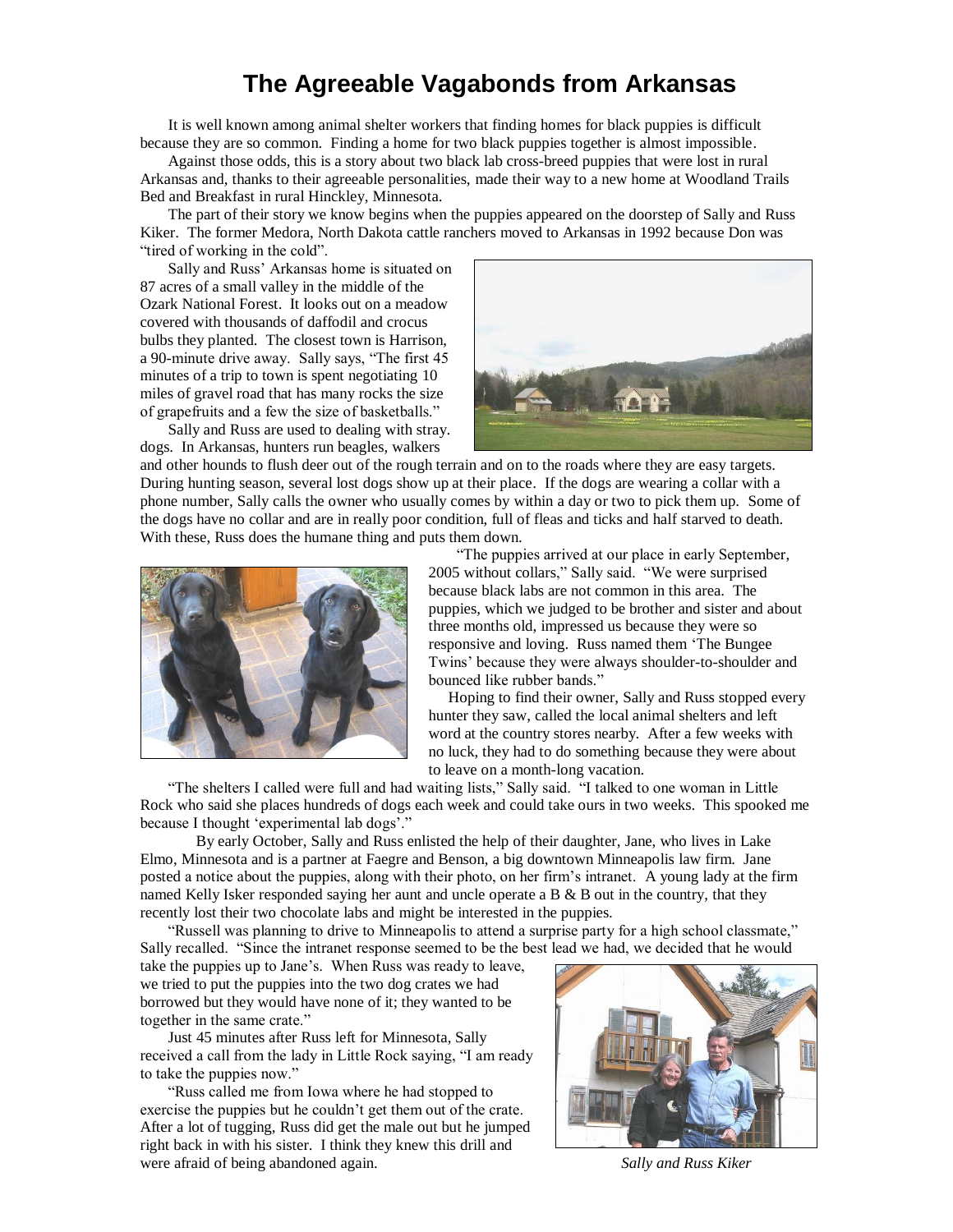# The Agreeable Vagabonds from Arkansas

It is well known among animal shelter workers that finding homes for black puppies is difficult because they are so common. Finding a home for two black puppies together is almost impossible.

Against those odds, this is a story about two black lab cross-breed puppies that were lost in rural Arkansas and, thanks to their agreeable personalities, made their way to a new home at Woodland Trails Bed and Breakfast in rural Hinckley, Minnesota.

The part of their story we know begins when the puppies appeared on the doorstep of Sally and Russ Kiker. The former Medora, North Dakota cattle ranchers moved to Arkansas in 1992 because Don was "tired of working in the cold".

Sally and Russ' Arkansas home is situated on 87 acres of a small valley in the middle of the Ozark National Forest. It looks out on a meadow covered with thousands of daffodil and crocus bulbs they planted. The closest town is Harrison, a 90-minute drive away. Sally says, "The first 45 minutes of a trip to town is spent negotiating 10 miles of gravel road that has many rocks the size of grapefruits and a few the size of basketballs."

Sally and Russ are used to dealing with stray. dogs. In Arkansas, hunters run beagles, walkers and other hounds to flush deer out of the rough terrain and on to the roads where they are easy targets. During hunting season, several lost dogs show up at their place. If the dogs are wearing a collar with a phone number, Sally calls the owner who usually comes by within a day or two to pick them up. Some of the dogs have no collar and are in really poor condition, full of fleas and ticks and half starved to death. With these, Russ does the humane thing and puts them down.

"The puppies arrived at our place in early September, 2005 without collars," Sally said. "We were surprised because black labs are not common in this area. The puppies, which we judged to be brother and sister and about three months old, impressed us because they were so responsive and loving. Russ named them 'The Bungee Twins' because they were always shoulder-to-shoulder and bounced like rubber bands."

Hoping to find their owner, Sally and Russ stopped every hunter they saw, called the local animal shelters and left word at the country stores nearby. After a few weeks with no luck, they had to do something because they were about to leave on a month-long vacation.

"The shelters I called were full and had waiting lists," Sally said. "I talked to one woman in Little Rock who said she places hundreds of dogs each week and could take ours in two weeks. This spooked me because I thought 'experimental lab dogs'."

By early October, Sally and Russ enlisted the help of their daughter, Jane, who lives in Lake Elmo, Minnesota and is a partner at Faegre and Benson, a big downtown Minneapolis law firm. Jane posted a notice about the puppies, along with their photo, on her firm's intranet. A young lady at the firm named Kelly Isker responded saying her aunt and uncle operate a B & B out in the country, that they recently lost their two chocolate labs and might be interested in the puppies.

"Russell was planning to drive to Minneapolis to attend a surprise party for a high school classmate," Sally recalled. "Since the intranet response seemed to be the best lead we had, we decided that he would take the puppies up to Jane's. When Russ was ready to leave, we tried to put the puppies into the two dog crates we had borrowed but they would have none of it; they wanted to be together in the same crate."

Just 45 minutes after Russ left for Minnesota, Sally received a call from the lady in Little Rock saying, "I am ready to take the puppies now."

"Russ called me from Iowa where he had stopped to exercise the puppies but he couldn't get them out of the crate. After a lot of tugging, Russ did get the male out but he jumped right back in with his sister. I think they knew this drill and were afraid of being abandoned again.

*Sally and Russ Kiker*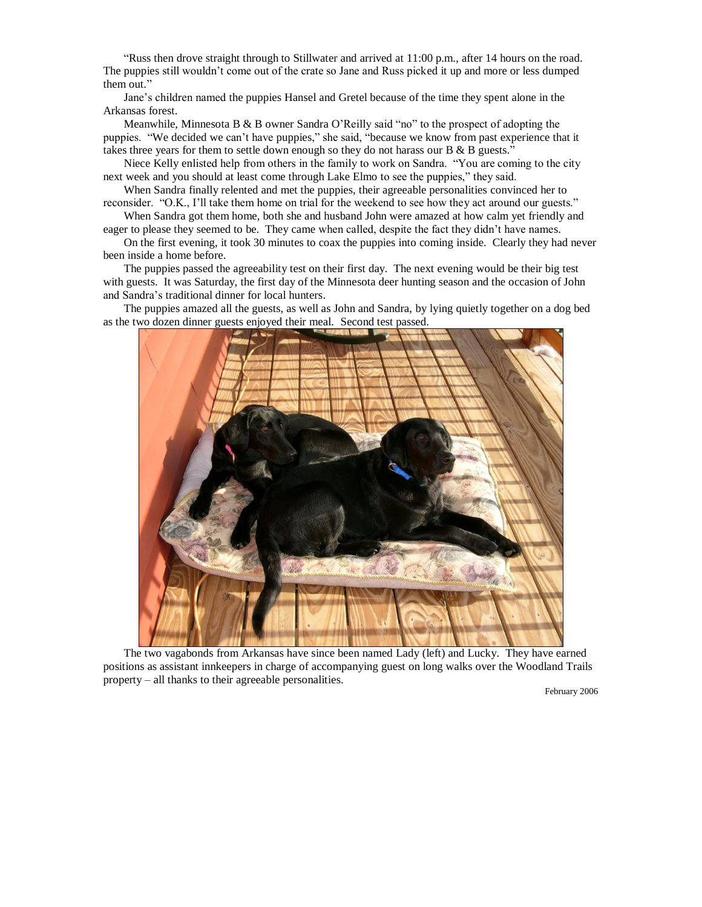"Russ then drove straight through to Stillwater and arrived at 11:00 p.m., after 14 hours on the road. The puppies still wouldn't come out of the crate so Jane and Russ picked it up and more or less dumped them out."

Jane's children named the puppies Hansel and Gretel because of the time they spent alone in the Arkansas forest.

Meanwhile, Minnesota B & B owner Sandra O'Reilly said "no" to the prospect of adopting the puppies. "We decided we can't have puppies," she said, "because we know from past experience that it takes three years for them to settle down enough so they do not harass our B & B guests."

Niece Kelly enlisted help from others in the family to work on Sandra. "You are coming to the city next week and you should at least come through Lake Elmo to see the puppies," they said.

When Sandra finally relented and met the puppies, their agreeable personalities convinced her to reconsider. "O.K., I'll take them home on trial for the weekend to see how they act around our guests."

When Sandra got them home, both she and husband John were amazed at how calm yet friendly and eager to please they seemed to be. They came when called, despite the fact they didn't have names.

On the first evening, it took 30 minutes to coax the puppies into coming inside. Clearly they had never been inside a home before.

The puppies passed the agreeability test on their first day. The next evening would be their big test with guests. It was Saturday, the first day of the Minnesota deer hunting season and the occasion of John and Sandra's traditional dinner for local hunters.

The puppies amazed all the guests, as well as John and Sandra, by lying quietly together on a dog bed as the two dozen dinner guests enjoyed their meal. Second test passed.

The two vagabonds from Arkansas have since been named Lady (left) and Lucky. They have earned positions as assistant innkeepers in charge of accompanying guest on long walks over the Woodland Trails property – all thanks to their agreeable personalities.

February 2006